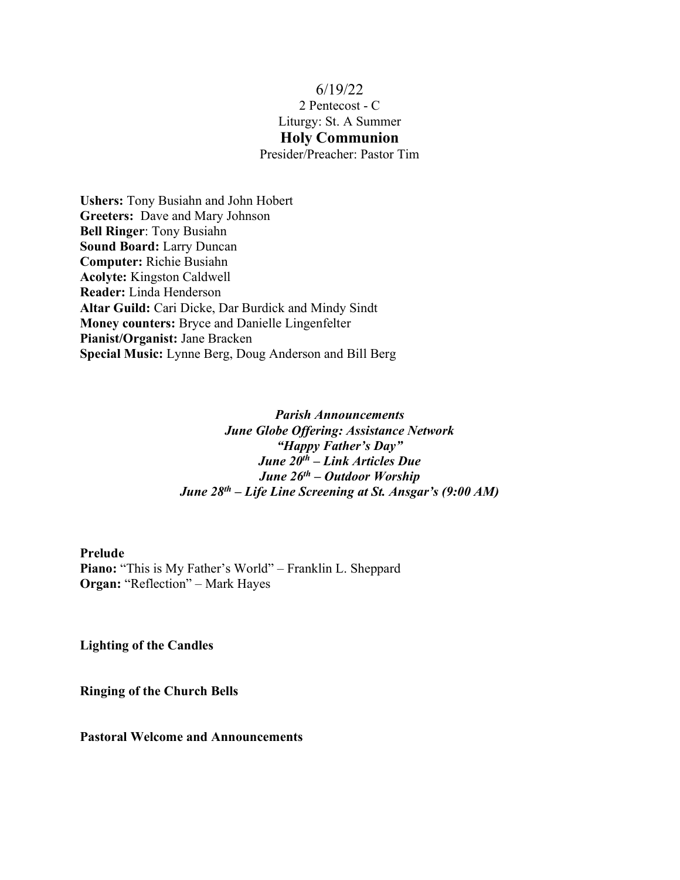6/19/22

2 Pentecost - C

Liturgy: St. A Summer

## Holy Communion

Presider/Preacher: Pastor Tim

**Ushers:** Tony Busiahn and John Hobert
**Greeters:** Dave and Mary Johnson
**Bell Ringer**: Tony Busiahn
**Sound Board:** Larry Duncan
**Computer:** Richie Busiahn
**Acolyte:** Kingston Caldwell
**Reader:** Linda Henderson
**Altar Guild:** Cari Dicke, Dar Burdick and Mindy Sindt
**Money counters:** Bryce and Danielle Lingenfelter
**Pianist/Organist:** Jane Bracken
**Special Music:** Lynne Berg, Doug Anderson and Bill Berg

***Parish Announcements***
***June Globe Offering: Assistance Network***
***"Happy Father's Day"***
***June 20th – Link Articles Due***
***June 26th – Outdoor Worship***
***June 28th – Life Line Screening at St. Ansgar's (9:00 AM)***

**Prelude**
**Piano:** "This is My Father's World" – Franklin L. Sheppard
**Organ:** "Reflection" – Mark Hayes

**Lighting of the Candles**

**Ringing of the Church Bells**

**Pastoral Welcome and Announcements**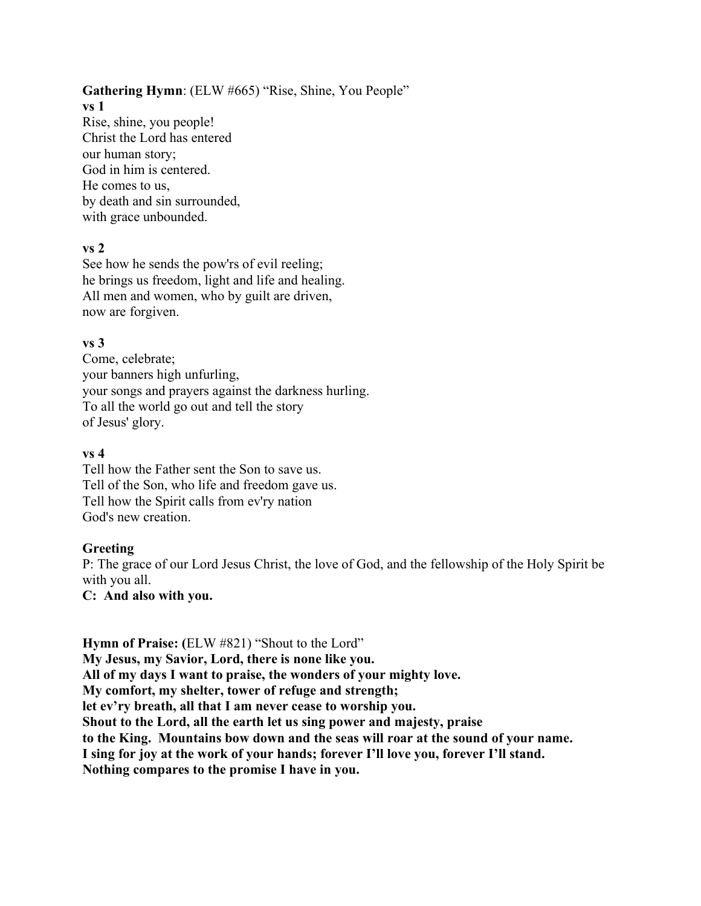**Gathering Hymn**: (ELW #665) "Rise, Shine, You People"

**vs 1**

Rise, shine, you people!
Christ the Lord has entered
our human story;
God in him is centered.
He comes to us,
by death and sin surrounded,
with grace unbounded.

**vs 2**

See how he sends the pow'rs of evil reeling;
he brings us freedom, light and life and healing.
All men and women, who by guilt are driven,
now are forgiven.

**vs 3**

Come, celebrate;
your banners high unfurling,
your songs and prayers against the darkness hurling.
To all the world go out and tell the story
of Jesus' glory.

**vs 4**

Tell how the Father sent the Son to save us.
Tell of the Son, who life and freedom gave us.
Tell how the Spirit calls from ev'ry nation
God's new creation.

**Greeting**

P: The grace of our Lord Jesus Christ, the love of God, and the fellowship of the Holy Spirit be with you all.

**C: And also with you.**

**Hymn of Praise: (**ELW #821) "Shout to the Lord"

**My Jesus, my Savior, Lord, there is none like you.**
**All of my days I want to praise, the wonders of your mighty love.**
**My comfort, my shelter, tower of refuge and strength;**
**let ev'ry breath, all that I am never cease to worship you.**
**Shout to the Lord, all the earth let us sing power and majesty, praise**
**to the King. Mountains bow down and the seas will roar at the sound of your name.**
**I sing for joy at the work of your hands; forever I'll love you, forever I'll stand.**
**Nothing compares to the promise I have in you.**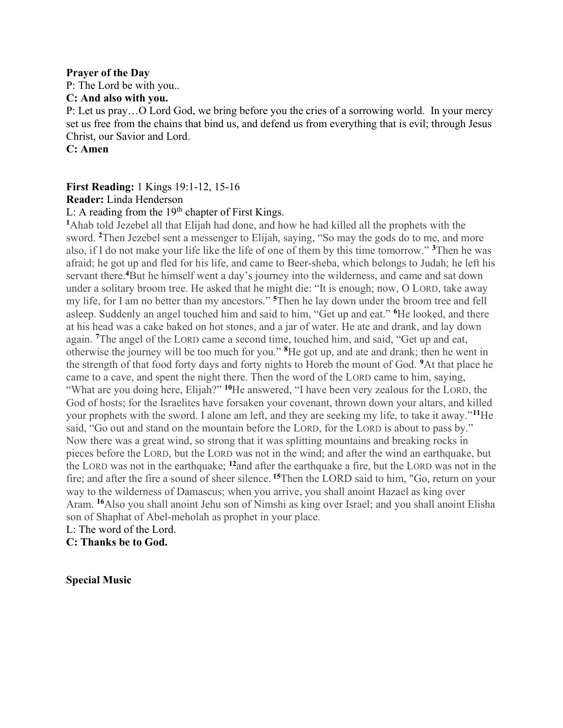**Prayer of the Day**

P: The Lord be with you..

**C: And also with you.**

P: Let us pray…O Lord God, we bring before you the cries of a sorrowing world. In your mercy set us free from the chains that bind us, and defend us from everything that is evil; through Jesus Christ, our Savior and Lord.

**C: Amen**

**First Reading:** 1 Kings 19:1-12, 15-16

**Reader:** Linda Henderson

L: A reading from the 19th chapter of First Kings.

**1**Ahab told Jezebel all that Elijah had done, and how he had killed all the prophets with the sword. **2**Then Jezebel sent a messenger to Elijah, saying, “So may the gods do to me, and more also, if I do not make your life like the life of one of them by this time tomorrow.” **3**Then he was afraid; he got up and fled for his life, and came to Beer-sheba, which belongs to Judah; he left his servant there.**4**But he himself went a day’s journey into the wilderness, and came and sat down under a solitary broom tree. He asked that he might die: “It is enough; now, O LORD, take away my life, for I am no better than my ancestors.” **5**Then he lay down under the broom tree and fell asleep. Suddenly an angel touched him and said to him, “Get up and eat.” **6**He looked, and there at his head was a cake baked on hot stones, and a jar of water. He ate and drank, and lay down again. **7**The angel of the LORD came a second time, touched him, and said, “Get up and eat, otherwise the journey will be too much for you.” **8**He got up, and ate and drank; then he went in the strength of that food forty days and forty nights to Horeb the mount of God. **9**At that place he came to a cave, and spent the night there. Then the word of the LORD came to him, saying, “What are you doing here, Elijah?” **10**He answered, “I have been very zealous for the LORD, the God of hosts; for the Israelites have forsaken your covenant, thrown down your altars, and killed your prophets with the sword. I alone am left, and they are seeking my life, to take it away.”**11**He said, “Go out and stand on the mountain before the LORD, for the LORD is about to pass by.” Now there was a great wind, so strong that it was splitting mountains and breaking rocks in pieces before the LORD, but the LORD was not in the wind; and after the wind an earthquake, but the LORD was not in the earthquake; **12**and after the earthquake a fire, but the LORD was not in the fire; and after the fire a sound of sheer silence. **15**Then the LORD said to him, "Go, return on your way to the wilderness of Damascus; when you arrive, you shall anoint Hazael as king over Aram. **16**Also you shall anoint Jehu son of Nimshi as king over Israel; and you shall anoint Elisha son of Shaphat of Abel-meholah as prophet in your place.

L: The word of the Lord.

**C: Thanks be to God.**

**Special Music**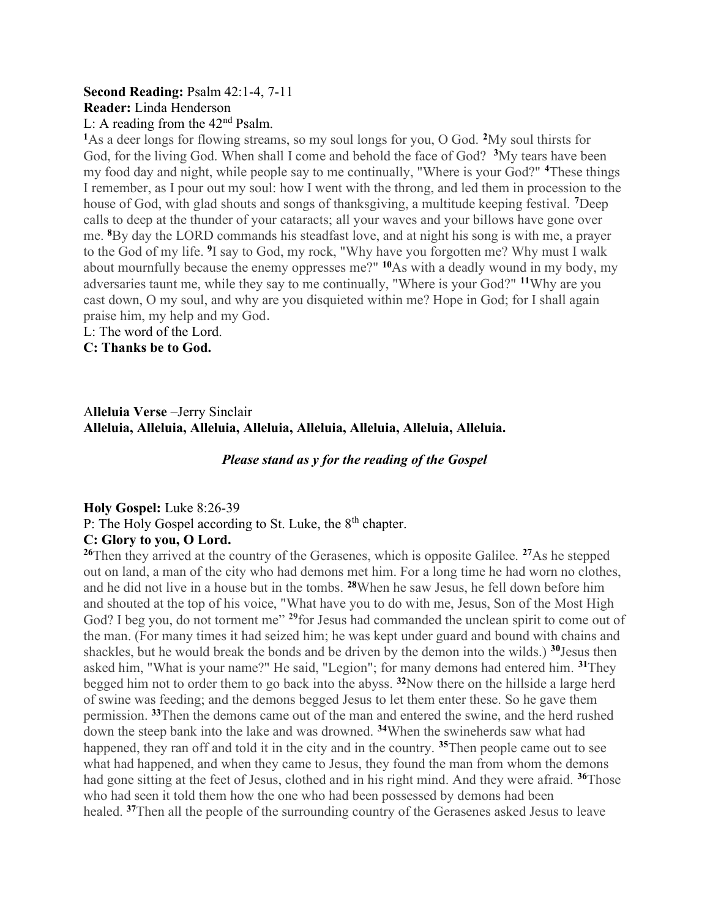**Second Reading:** Psalm 42:1-4, 7-11
**Reader:** Linda Henderson
L: A reading from the 42nd Psalm.

**1**As a deer longs for flowing streams, so my soul longs for you, O God. **2**My soul thirsts for God, for the living God. When shall I come and behold the face of God? **3**My tears have been my food day and night, while people say to me continually, "Where is your God?" **4**These things I remember, as I pour out my soul: how I went with the throng, and led them in procession to the house of God, with glad shouts and songs of thanksgiving, a multitude keeping festival. **7**Deep calls to deep at the thunder of your cataracts; all your waves and your billows have gone over me. **8**By day the LORD commands his steadfast love, and at night his song is with me, a prayer to the God of my life. **9**I say to God, my rock, "Why have you forgotten me? Why must I walk about mournfully because the enemy oppresses me?" **10**As with a deadly wound in my body, my adversaries taunt me, while they say to me continually, "Where is your God?" **11**Why are you cast down, O my soul, and why are you disquieted within me? Hope in God; for I shall again praise him, my help and my God.

L: The word of the Lord.
**C: Thanks be to God.**

A**lleluia Verse** –Jerry Sinclair
**Alleluia, Alleluia, Alleluia, Alleluia, Alleluia, Alleluia, Alleluia, Alleluia.**

***Please stand as y for the reading of the Gospel***

**Holy Gospel:** Luke 8:26-39
P: The Holy Gospel according to St. Luke, the 8th chapter.
**C: Glory to you, O Lord.**

**26**Then they arrived at the country of the Gerasenes, which is opposite Galilee. **27**As he stepped out on land, a man of the city who had demons met him. For a long time he had worn no clothes, and he did not live in a house but in the tombs. **28**When he saw Jesus, he fell down before him and shouted at the top of his voice, "What have you to do with me, Jesus, Son of the Most High God? I beg you, do not torment me" **29**for Jesus had commanded the unclean spirit to come out of the man. (For many times it had seized him; he was kept under guard and bound with chains and shackles, but he would break the bonds and be driven by the demon into the wilds.) **30**Jesus then asked him, "What is your name?" He said, "Legion"; for many demons had entered him. **31**They begged him not to order them to go back into the abyss. **32**Now there on the hillside a large herd of swine was feeding; and the demons begged Jesus to let them enter these. So he gave them permission. **33**Then the demons came out of the man and entered the swine, and the herd rushed down the steep bank into the lake and was drowned. **34**When the swineherds saw what had happened, they ran off and told it in the city and in the country. **35**Then people came out to see what had happened, and when they came to Jesus, they found the man from whom the demons had gone sitting at the feet of Jesus, clothed and in his right mind. And they were afraid. **36**Those who had seen it told them how the one who had been possessed by demons had been healed. **37**Then all the people of the surrounding country of the Gerasenes asked Jesus to leave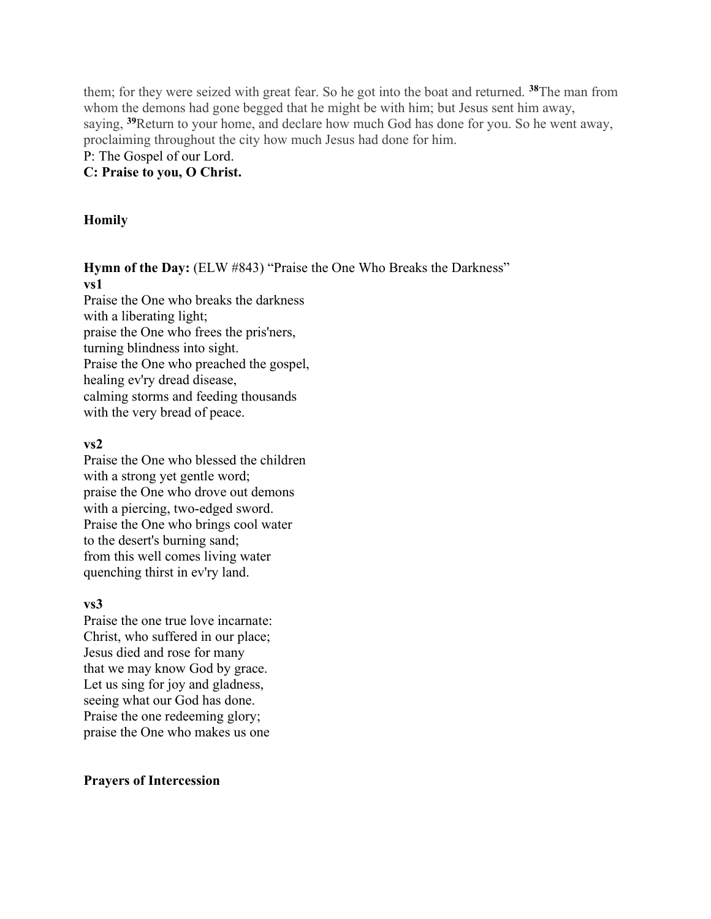them; for they were seized with great fear. So he got into the boat and returned. [38]The man from whom the demons had gone begged that he might be with him; but Jesus sent him away, saying, [39]Return to your home, and declare how much God has done for you. So he went away, proclaiming throughout the city how much Jesus had done for him.

P: The Gospel of our Lord.

**C: Praise to you, O Christ.**

**Homily**

**Hymn of the Day:** (ELW #843) "Praise the One Who Breaks the Darkness"

**vs1**

Praise the One who breaks the darkness  
with a liberating light;  
praise the One who frees the pris'ners,  
turning blindness into sight.  
Praise the One who preached the gospel,  
healing ev'ry dread disease,  
calming storms and feeding thousands  
with the very bread of peace.

**vs2**

Praise the One who blessed the children  
with a strong yet gentle word;  
praise the One who drove out demons  
with a piercing, two-edged sword.  
Praise the One who brings cool water  
to the desert's burning sand;  
from this well comes living water  
quenching thirst in ev'ry land.

**vs3**

Praise the one true love incarnate:  
Christ, who suffered in our place;  
Jesus died and rose for many  
that we may know God by grace.  
Let us sing for joy and gladness,  
seeing what our God has done.  
Praise the one redeeming glory;  
praise the One who makes us one

**Prayers of Intercession**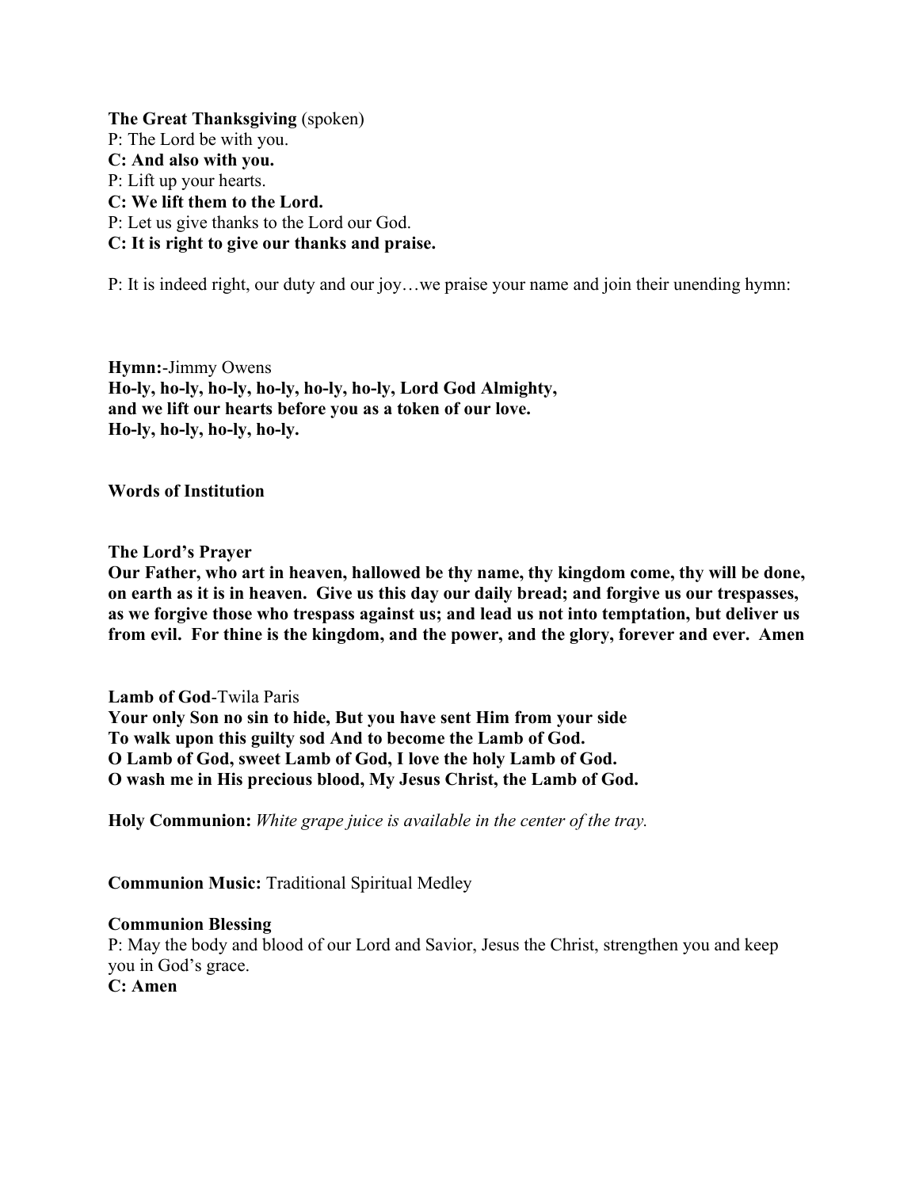**The Great Thanksgiving** (spoken)

P: The Lord be with you.
**C: And also with you.**
P: Lift up your hearts.
**C: We lift them to the Lord.**
P: Let us give thanks to the Lord our God.
**C: It is right to give our thanks and praise.**

P: It is indeed right, our duty and our joy…we praise your name and join their unending hymn:

**Hymn:**-Jimmy Owens
**Ho-ly, ho-ly, ho-ly, ho-ly, ho-ly, ho-ly, Lord God Almighty,**
**and we lift our hearts before you as a token of our love.**
**Ho-ly, ho-ly, ho-ly, ho-ly.**

**Words of Institution**

**The Lord's Prayer**
**Our Father, who art in heaven, hallowed be thy name, thy kingdom come, thy will be done, on earth as it is in heaven. Give us this day our daily bread; and forgive us our trespasses, as we forgive those who trespass against us; and lead us not into temptation, but deliver us from evil. For thine is the kingdom, and the power, and the glory, forever and ever. Amen**

**Lamb of God**-Twila Paris
**Your only Son no sin to hide, But you have sent Him from your side**
**To walk upon this guilty sod And to become the Lamb of God.**
**O Lamb of God, sweet Lamb of God, I love the holy Lamb of God.**
**O wash me in His precious blood, My Jesus Christ, the Lamb of God.**

**Holy Communion:** *White grape juice is available in the center of the tray.*

**Communion Music:** Traditional Spiritual Medley

**Communion Blessing**
P: May the body and blood of our Lord and Savior, Jesus the Christ, strengthen you and keep you in God's grace.
**C: Amen**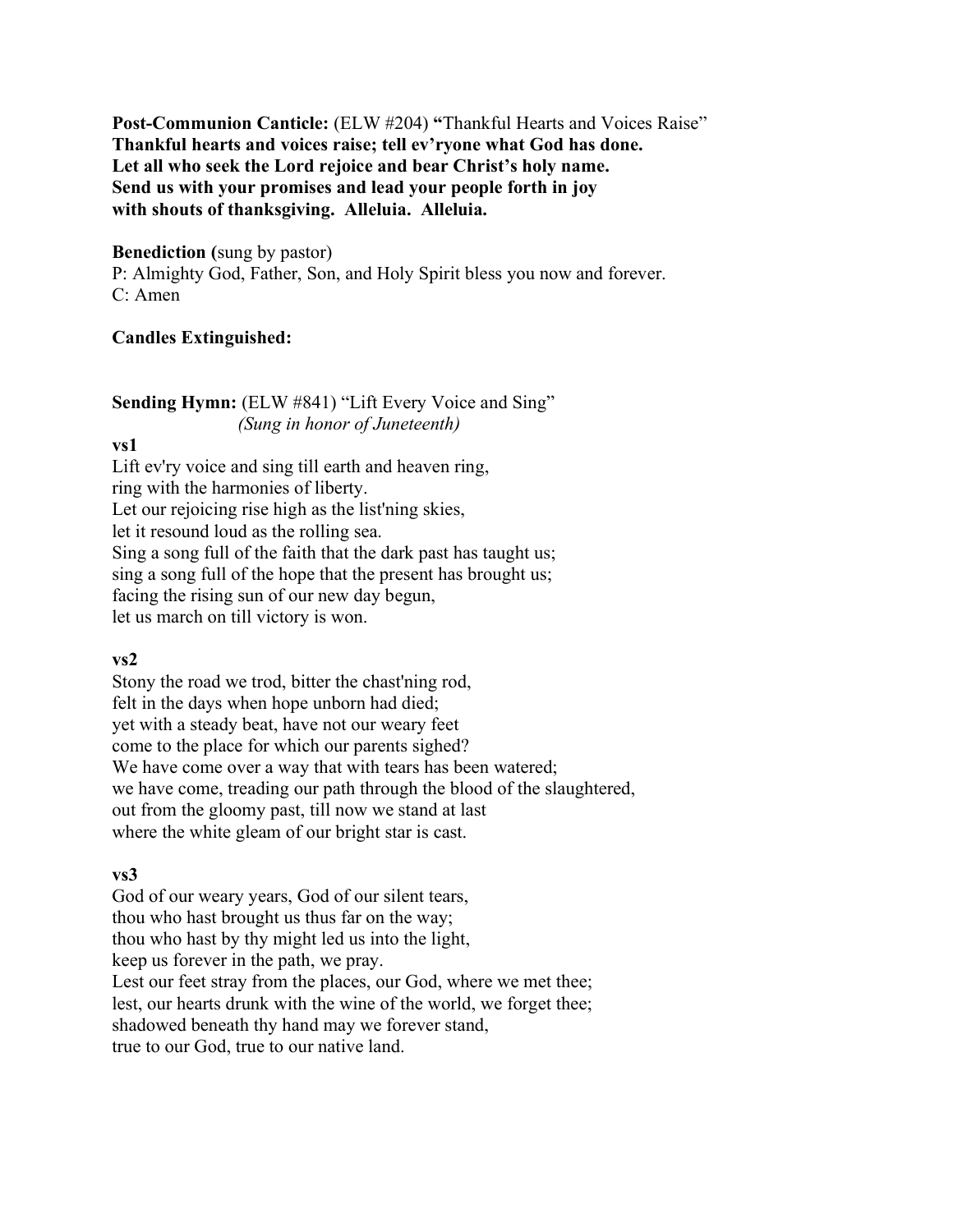**Post-Communion Canticle:** (ELW #204) **"**Thankful Hearts and Voices Raise"
**Thankful hearts and voices raise; tell ev'ryone what God has done.**
**Let all who seek the Lord rejoice and bear Christ's holy name.**
**Send us with your promises and lead your people forth in joy**
**with shouts of thanksgiving. Alleluia. Alleluia.**

**Benediction (**sung by pastor)
P: Almighty God, Father, Son, and Holy Spirit bless you now and forever.
C: Amen

**Candles Extinguished:**

**Sending Hymn:** (ELW #841) "Lift Every Voice and Sing"
*(Sung in honor of Juneteenth)*

**vs1**
Lift ev'ry voice and sing till earth and heaven ring,
ring with the harmonies of liberty.
Let our rejoicing rise high as the list'ning skies,
let it resound loud as the rolling sea.
Sing a song full of the faith that the dark past has taught us;
sing a song full of the hope that the present has brought us;
facing the rising sun of our new day begun,
let us march on till victory is won.

**vs2**
Stony the road we trod, bitter the chast'ning rod,
felt in the days when hope unborn had died;
yet with a steady beat, have not our weary feet
come to the place for which our parents sighed?
We have come over a way that with tears has been watered;
we have come, treading our path through the blood of the slaughtered,
out from the gloomy past, till now we stand at last
where the white gleam of our bright star is cast.

**vs3**
God of our weary years, God of our silent tears,
thou who hast brought us thus far on the way;
thou who hast by thy might led us into the light,
keep us forever in the path, we pray.
Lest our feet stray from the places, our God, where we met thee;
lest, our hearts drunk with the wine of the world, we forget thee;
shadowed beneath thy hand may we forever stand,
true to our God, true to our native land.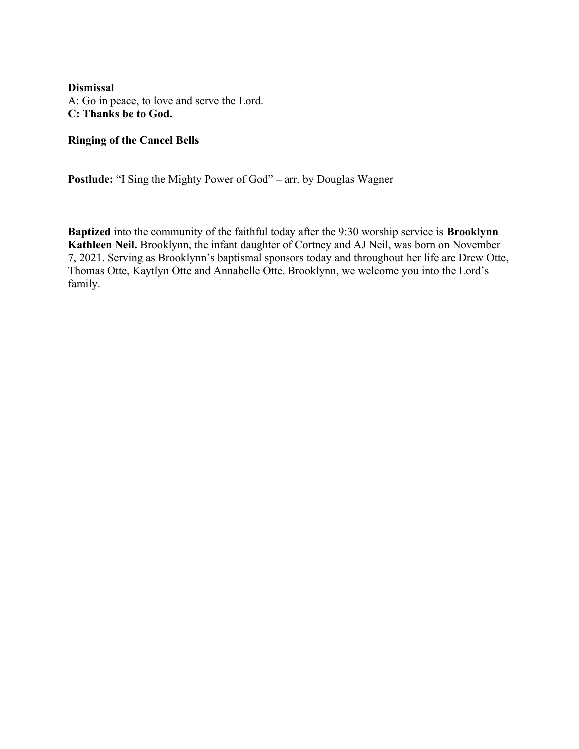**Dismissal**
A: Go in peace, to love and serve the Lord.
**C: Thanks be to God.**

**Ringing of the Cancel Bells**

**Postlude:** "I Sing the Mighty Power of God" **–** arr. by Douglas Wagner

**Baptized** into the community of the faithful today after the 9:30 worship service is **Brooklynn Kathleen Neil.** Brooklynn, the infant daughter of Cortney and AJ Neil, was born on November 7, 2021. Serving as Brooklynn's baptismal sponsors today and throughout her life are Drew Otte, Thomas Otte, Kaytlyn Otte and Annabelle Otte. Brooklynn, we welcome you into the Lord's family.